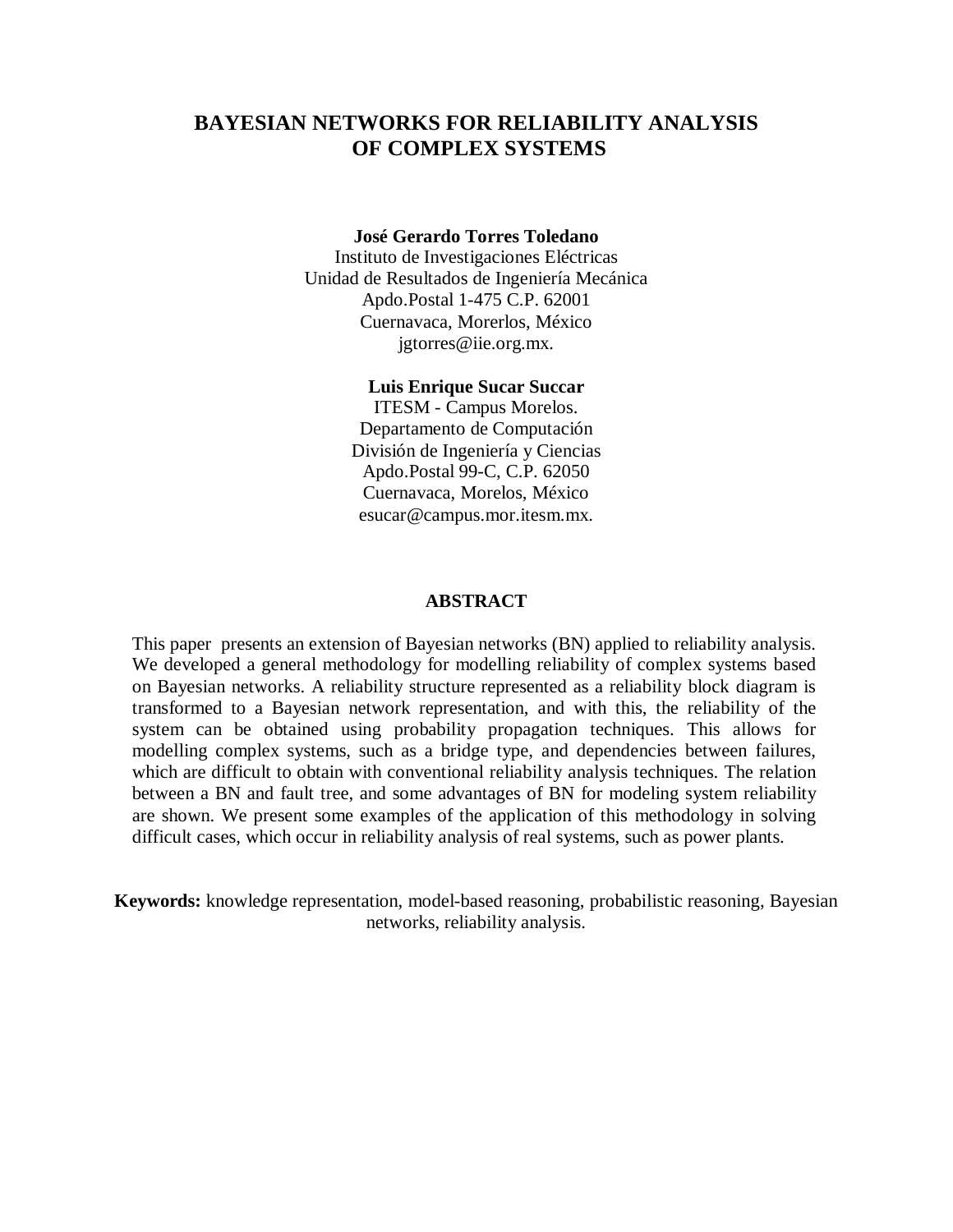# BAYESIAN NETWORKS FOR RELIABILITY ANALYSIS OF COMPLEX SYSTEMS

**José Gerardo Torres Toledano**
Instituto de Investigaciones Eléctricas
Unidad de Resultados de Ingeniería Mecánica
Apdo.Postal 1-475 C.P. 62001
Cuernavaca, Morerlos, México
jgtorres@iie.org.mx.

**Luis Enrique Sucar Succar**
ITESM - Campus Morelos.
Departamento de Computación
División de Ingeniería y Ciencias
Apdo.Postal 99-C, C.P. 62050
Cuernavaca, Morelos, México
esucar@campus.mor.itesm.mx.

## ABSTRACT

This paper presents an extension of Bayesian networks (BN) applied to reliability analysis. We developed a general methodology for modelling reliability of complex systems based on Bayesian networks. A reliability structure represented as a reliability block diagram is transformed to a Bayesian network representation, and with this, the reliability of the system can be obtained using probability propagation techniques. This allows for modelling complex systems, such as a bridge type, and dependencies between failures, which are difficult to obtain with conventional reliability analysis techniques. The relation between a BN and fault tree, and some advantages of BN for modeling system reliability are shown. We present some examples of the application of this methodology in solving difficult cases, which occur in reliability analysis of real systems, such as power plants.

**Keywords:** knowledge representation, model-based reasoning, probabilistic reasoning, Bayesian networks, reliability analysis.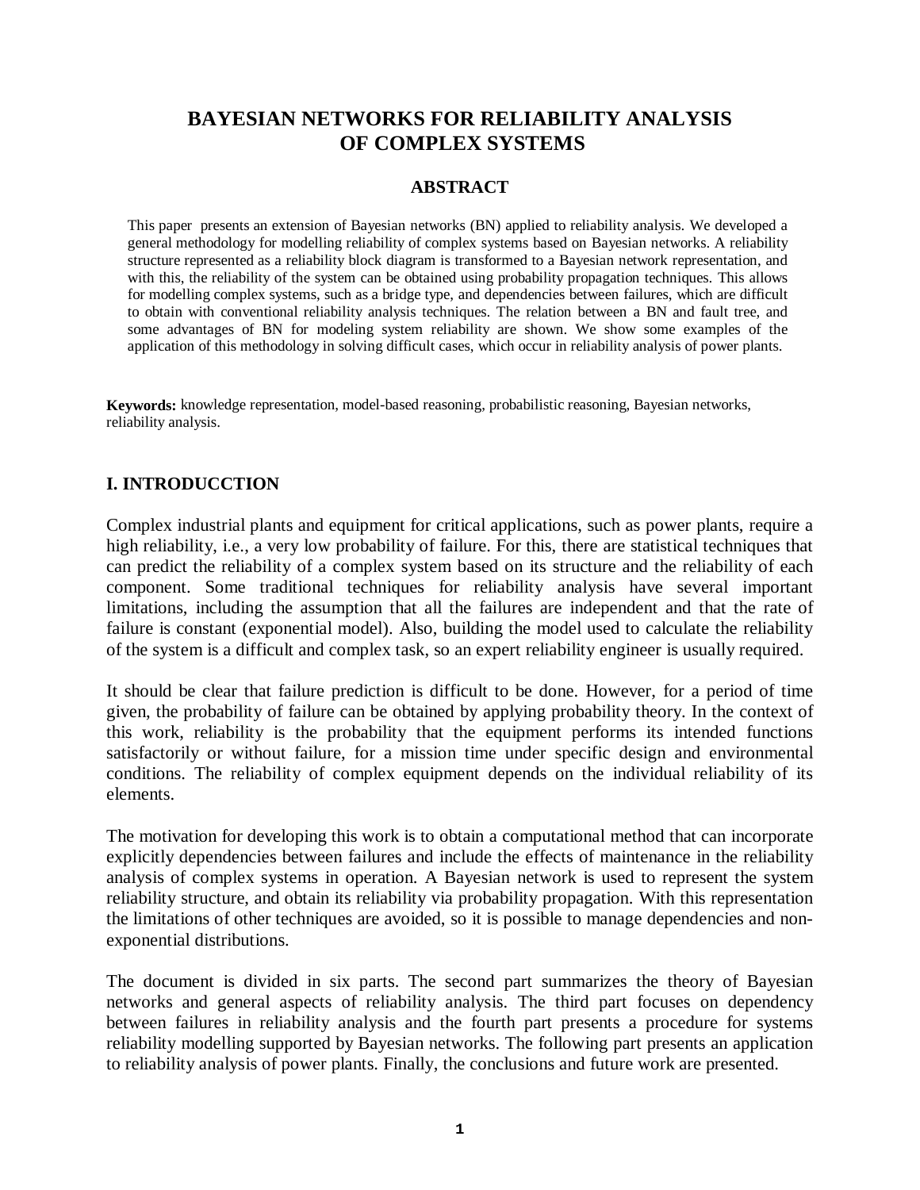# BAYESIAN NETWORKS FOR RELIABILITY ANALYSIS OF COMPLEX SYSTEMS

## ABSTRACT

This paper presents an extension of Bayesian networks (BN) applied to reliability analysis. We developed a general methodology for modelling reliability of complex systems based on Bayesian networks. A reliability structure represented as a reliability block diagram is transformed to a Bayesian network representation, and with this, the reliability of the system can be obtained using probability propagation techniques. This allows for modelling complex systems, such as a bridge type, and dependencies between failures, which are difficult to obtain with conventional reliability analysis techniques. The relation between a BN and fault tree, and some advantages of BN for modeling system reliability are shown. We show some examples of the application of this methodology in solving difficult cases, which occur in reliability analysis of power plants.

**Keywords:** knowledge representation, model-based reasoning, probabilistic reasoning, Bayesian networks, reliability analysis.

## I. INTRODUCCTION

Complex industrial plants and equipment for critical applications, such as power plants, require a high reliability, i.e., a very low probability of failure. For this, there are statistical techniques that can predict the reliability of a complex system based on its structure and the reliability of each component. Some traditional techniques for reliability analysis have several important limitations, including the assumption that all the failures are independent and that the rate of failure is constant (exponential model). Also, building the model used to calculate the reliability of the system is a difficult and complex task, so an expert reliability engineer is usually required.

It should be clear that failure prediction is difficult to be done. However, for a period of time given, the probability of failure can be obtained by applying probability theory. In the context of this work, reliability is the probability that the equipment performs its intended functions satisfactorily or without failure, for a mission time under specific design and environmental conditions. The reliability of complex equipment depends on the individual reliability of its elements.

The motivation for developing this work is to obtain a computational method that can incorporate explicitly dependencies between failures and include the effects of maintenance in the reliability analysis of complex systems in operation. A Bayesian network is used to represent the system reliability structure, and obtain its reliability via probability propagation. With this representation the limitations of other techniques are avoided, so it is possible to manage dependencies and non-exponential distributions.

The document is divided in six parts. The second part summarizes the theory of Bayesian networks and general aspects of reliability analysis. The third part focuses on dependency between failures in reliability analysis and the fourth part presents a procedure for systems reliability modelling supported by Bayesian networks. The following part presents an application to reliability analysis of power plants. Finally, the conclusions and future work are presented.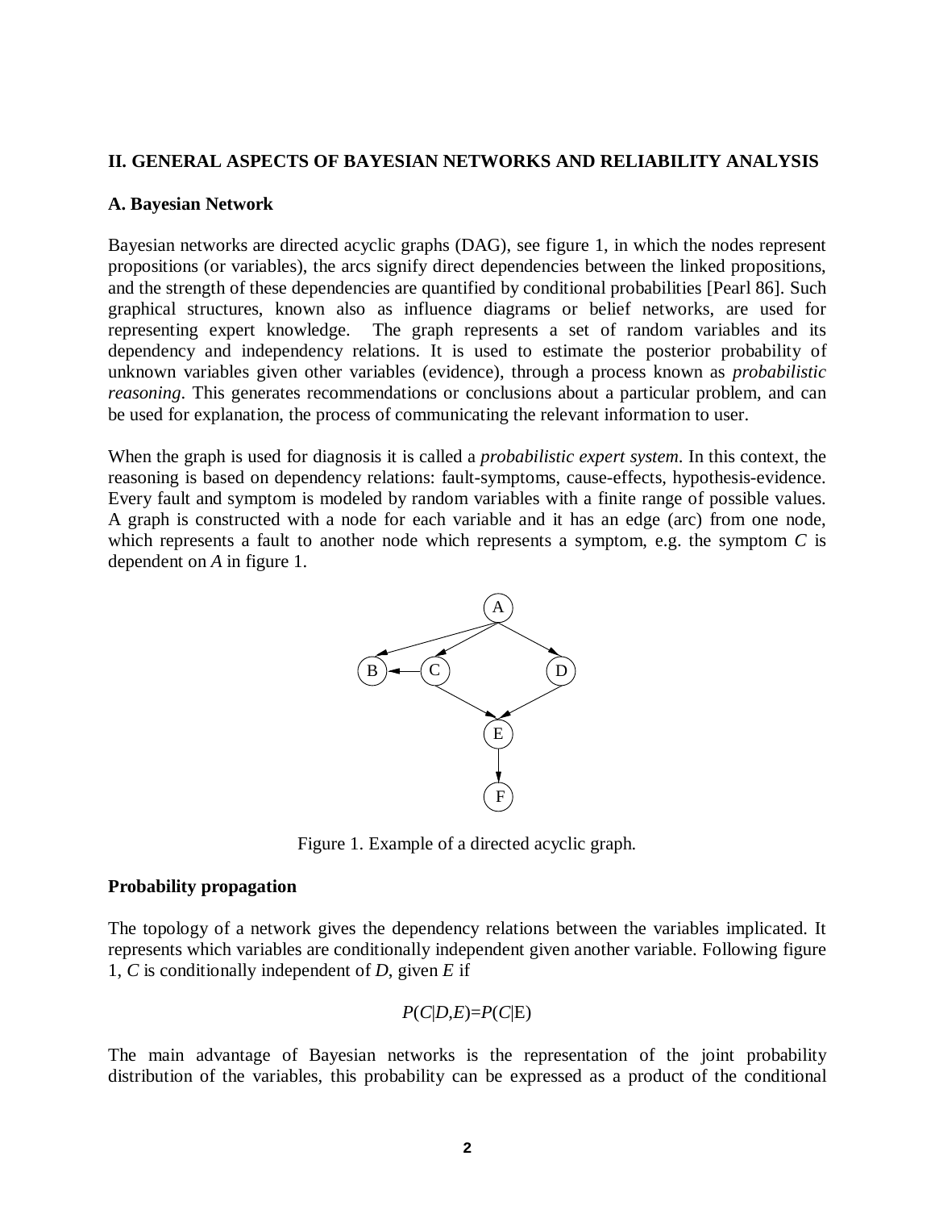## II. GENERAL ASPECTS OF BAYESIAN NETWORKS AND RELIABILITY ANALYSIS

### A. Bayesian Network

Bayesian networks are directed acyclic graphs (DAG), see figure 1, in which the nodes represent propositions (or variables), the arcs signify direct dependencies between the linked propositions, and the strength of these dependencies are quantified by conditional probabilities [Pearl 86]. Such graphical structures, known also as influence diagrams or belief networks, are used for representing expert knowledge. The graph represents a set of random variables and its dependency and independency relations. It is used to estimate the posterior probability of unknown variables given other variables (evidence), through a process known as *probabilistic reasoning*. This generates recommendations or conclusions about a particular problem, and can be used for explanation, the process of communicating the relevant information to user.

When the graph is used for diagnosis it is called a *probabilistic expert system*. In this context, the reasoning is based on dependency relations: fault-symptoms, cause-effects, hypothesis-evidence. Every fault and symptom is modeled by random variables with a finite range of possible values. A graph is constructed with a node for each variable and it has an edge (arc) from one node, which represents a fault to another node which represents a symptom, e.g. the symptom *C* is dependent on *A* in figure 1.

Figure 1. Example of a directed acyclic graph.

**Probability propagation**

The topology of a network gives the dependency relations between the variables implicated. It represents which variables are conditionally independent given another variable. Following figure 1, *C* is conditionally independent of *D*, given *E* if

$$P(C|D,E)=P(C|E)$$

The main advantage of Bayesian networks is the representation of the joint probability distribution of the variables, this probability can be expressed as a product of the conditional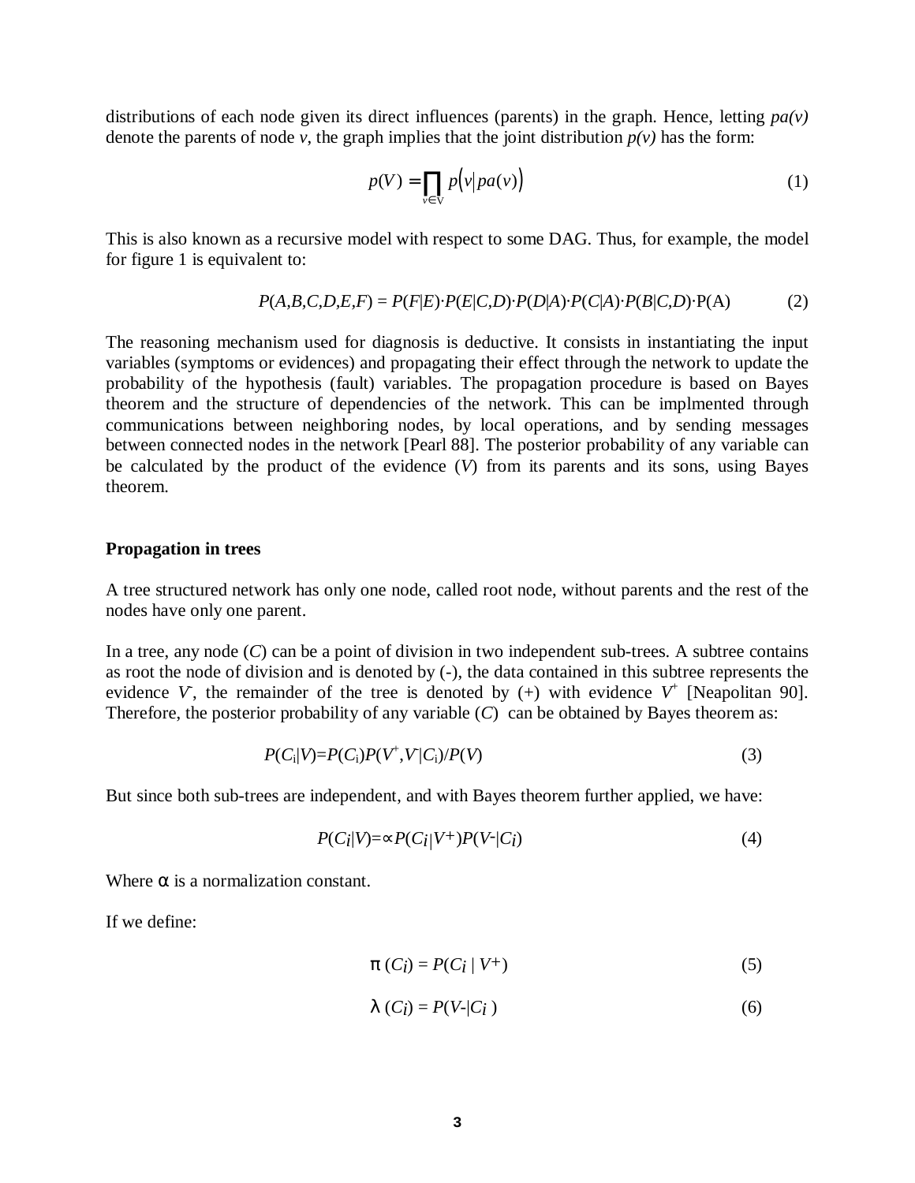distributions of each node given its direct influences (parents) in the graph. Hence, letting *pa(v)* denote the parents of node *v*, the graph implies that the joint distribution *p(v)* has the form:

$$p(V) = \prod_{v \in V} p\big(v \,|\, pa(v)\big) \tag{1}$$

This is also known as a recursive model with respect to some DAG. Thus, for example, the model for figure 1 is equivalent to:

$$P(A,B,C,D,E,F) = P(F|E) \cdot P(E|C,D) \cdot P(D|A) \cdot P(C|A) \cdot P(B|C,D) \cdot \mathrm{P(A)} \tag{2}$$

The reasoning mechanism used for diagnosis is deductive. It consists in instantiating the input variables (symptoms or evidences) and propagating their effect through the network to update the probability of the hypothesis (fault) variables. The propagation procedure is based on Bayes theorem and the structure of dependencies of the network. This can be implmented through communications between neighboring nodes, by local operations, and by sending messages between connected nodes in the network [Pearl 88]. The posterior probability of any variable can be calculated by the product of the evidence (*V*) from its parents and its sons, using Bayes theorem.

**Propagation in trees**

A tree structured network has only one node, called root node, without parents and the rest of the nodes have only one parent.

In a tree, any node (*C*) can be a point of division in two independent sub-trees. A subtree contains as root the node of division and is denoted by (-), the data contained in this subtree represents the evidence $V^-$, the remainder of the tree is denoted by (+) with evidence $V^+$ [Neapolitan 90]. Therefore, the posterior probability of any variable (*C*) can be obtained by Bayes theorem as:

$$P(C_i|V) = P(C_i)P(V^+,V^-|C_i)/P(V) \tag{3}$$

But since both sub-trees are independent, and with Bayes theorem further applied, we have:

$$P(C_i|V) = \propto P(C_i|V^+)P(V^-|C_i) \tag{4}$$

Where $\alpha$ is a normalization constant.

If we define:

$$\pi(C_i) = P(C_i \mid V^+) \tag{5}$$

$$\lambda(C_i) = P(V^- | C_i) \tag{6}$$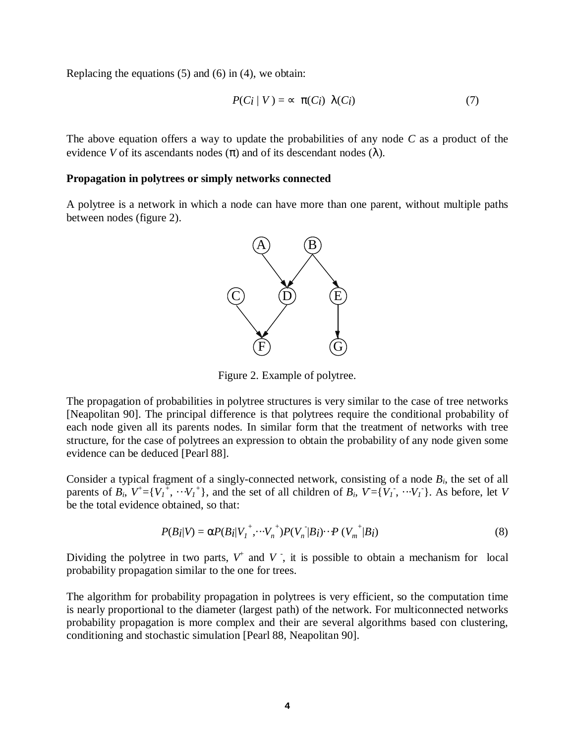Replacing the equations (5) and (6) in (4), we obtain:

$$P(Ci \mid V) = \propto \pi(Ci)\ \lambda(Ci) \tag{7}$$

The above equation offers a way to update the probabilities of any node *C* as a product of the evidence *V* of its ascendants nodes ($\pi$) and of its descendant nodes ($\lambda$).

**Propagation in polytrees or simply networks connected**

A polytree is a network in which a node can have more than one parent, without multiple paths between nodes (figure 2).

Figure 2. Example of polytree.

The propagation of probabilities in polytree structures is very similar to the case of tree networks [Neapolitan 90]. The principal difference is that polytrees require the conditional probability of each node given all its parents nodes. In similar form that the treatment of networks with tree structure, for the case of polytrees an expression to obtain the probability of any node given some evidence can be deduced [Pearl 88].

Consider a typical fragment of a singly-connected network, consisting of a node $B_i$, the set of all parents of $B_i$, $V^+=\{V_1^+, \cdots V_1^+\}$, and the set of all children of $B_i$, $V^-=\{V_1^-, \cdots V_1^-\}$. As before, let *V* be the total evidence obtained, so that:

$$P(Bi|V) = \alpha P(Bi|V_1^+, \cdots V_n^+) P(V_n^-|Bi) \cdots P(V_m^+|Bi) \tag{8}$$

Dividing the polytree in two parts, $V^+$ and $V^-$, it is possible to obtain a mechanism for local probability propagation similar to the one for trees.

The algorithm for probability propagation in polytrees is very efficient, so the computation time is nearly proportional to the diameter (largest path) of the network. For multiconnected networks probability propagation is more complex and their are several algorithms based con clustering, conditioning and stochastic simulation [Pearl 88, Neapolitan 90].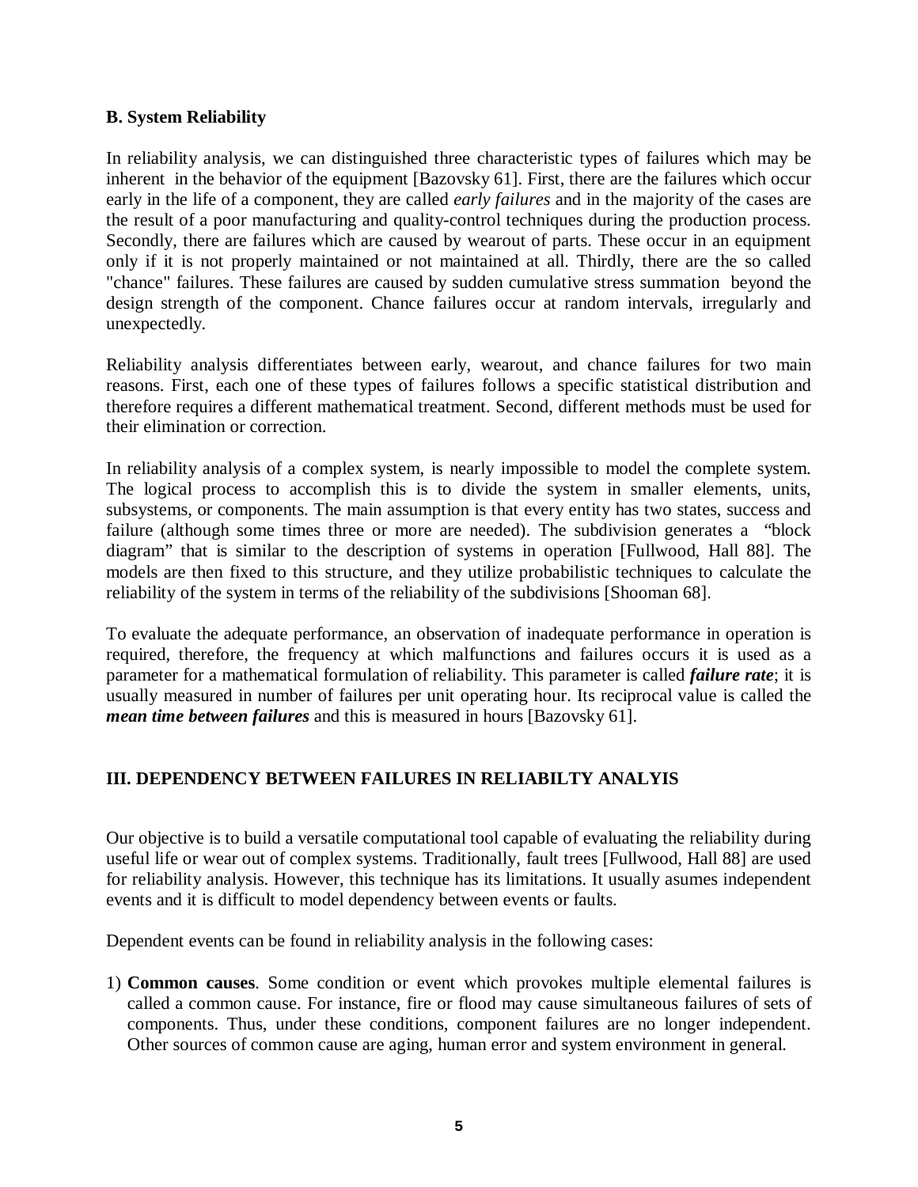### B. System Reliability

In reliability analysis, we can distinguished three characteristic types of failures which may be inherent in the behavior of the equipment [Bazovsky 61]. First, there are the failures which occur early in the life of a component, they are called *early failures* and in the majority of the cases are the result of a poor manufacturing and quality-control techniques during the production process. Secondly, there are failures which are caused by wearout of parts. These occur in an equipment only if it is not properly maintained or not maintained at all. Thirdly, there are the so called "chance" failures. These failures are caused by sudden cumulative stress summation beyond the design strength of the component. Chance failures occur at random intervals, irregularly and unexpectedly.

Reliability analysis differentiates between early, wearout, and chance failures for two main reasons. First, each one of these types of failures follows a specific statistical distribution and therefore requires a different mathematical treatment. Second, different methods must be used for their elimination or correction.

In reliability analysis of a complex system, is nearly impossible to model the complete system. The logical process to accomplish this is to divide the system in smaller elements, units, subsystems, or components. The main assumption is that every entity has two states, success and failure (although some times three or more are needed). The subdivision generates a "block diagram" that is similar to the description of systems in operation [Fullwood, Hall 88]. The models are then fixed to this structure, and they utilize probabilistic techniques to calculate the reliability of the system in terms of the reliability of the subdivisions [Shooman 68].

To evaluate the adequate performance, an observation of inadequate performance in operation is required, therefore, the frequency at which malfunctions and failures occurs it is used as a parameter for a mathematical formulation of reliability. This parameter is called ***failure rate***; it is usually measured in number of failures per unit operating hour. Its reciprocal value is called the ***mean time between failures*** and this is measured in hours [Bazovsky 61].

## III. DEPENDENCY BETWEEN FAILURES IN RELIABILTY ANALYIS

Our objective is to build a versatile computational tool capable of evaluating the reliability during useful life or wear out of complex systems. Traditionally, fault trees [Fullwood, Hall 88] are used for reliability analysis. However, this technique has its limitations. It usually asumes independent events and it is difficult to model dependency between events or faults.

Dependent events can be found in reliability analysis in the following cases:

1) **Common causes**. Some condition or event which provokes multiple elemental failures is called a common cause. For instance, fire or flood may cause simultaneous failures of sets of components. Thus, under these conditions, component failures are no longer independent. Other sources of common cause are aging, human error and system environment in general.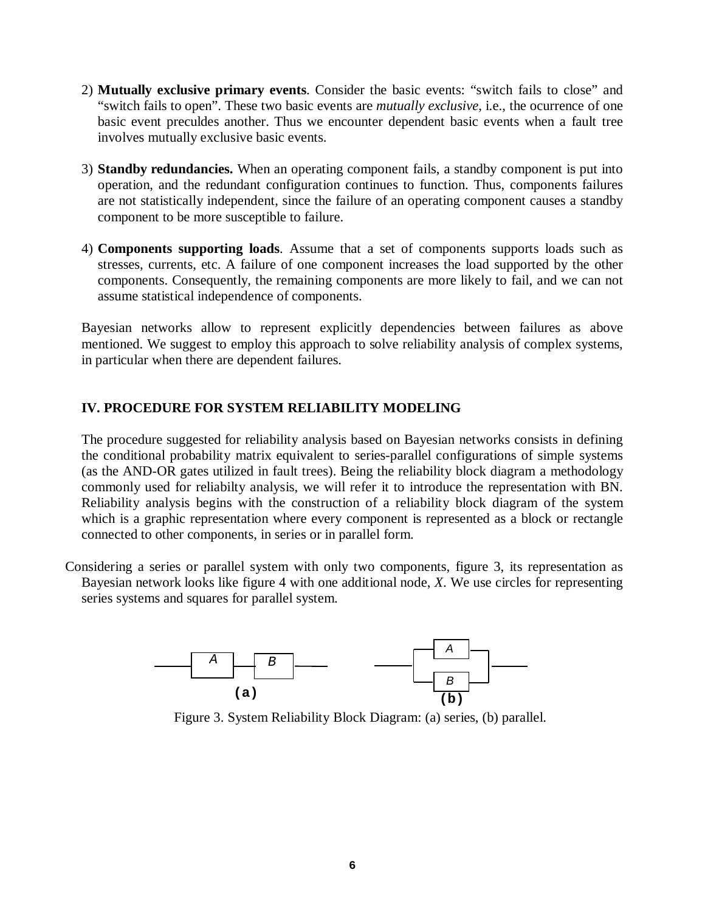2) **Mutually exclusive primary events**. Consider the basic events: "switch fails to close" and "switch fails to open". These two basic events are *mutually exclusive*, i.e., the ocurrence of one basic event preculdes another. Thus we encounter dependent basic events when a fault tree involves mutually exclusive basic events.

3) **Standby redundancies.** When an operating component fails, a standby component is put into operation, and the redundant configuration continues to function. Thus, components failures are not statistically independent, since the failure of an operating component causes a standby component to be more susceptible to failure.

4) **Components supporting loads**. Assume that a set of components supports loads such as stresses, currents, etc. A failure of one component increases the load supported by the other components. Consequently, the remaining components are more likely to fail, and we can not assume statistical independence of components.

Bayesian networks allow to represent explicitly dependencies between failures as above mentioned. We suggest to employ this approach to solve reliability analysis of complex systems, in particular when there are dependent failures.

## IV. PROCEDURE FOR SYSTEM RELIABILITY MODELING

The procedure suggested for reliability analysis based on Bayesian networks consists in defining the conditional probability matrix equivalent to series-parallel configurations of simple systems (as the AND-OR gates utilized in fault trees). Being the reliability block diagram a methodology commonly used for reliabilty analysis, we will refer it to introduce the representation with BN. Reliability analysis begins with the construction of a reliability block diagram of the system which is a graphic representation where every component is represented as a block or rectangle connected to other components, in series or in parallel form.

Considering a series or parallel system with only two components, figure 3, its representation as Bayesian network looks like figure 4 with one additional node, *X*. We use circles for representing series systems and squares for parallel system.

Figure 3. System Reliability Block Diagram: (a) series, (b) parallel.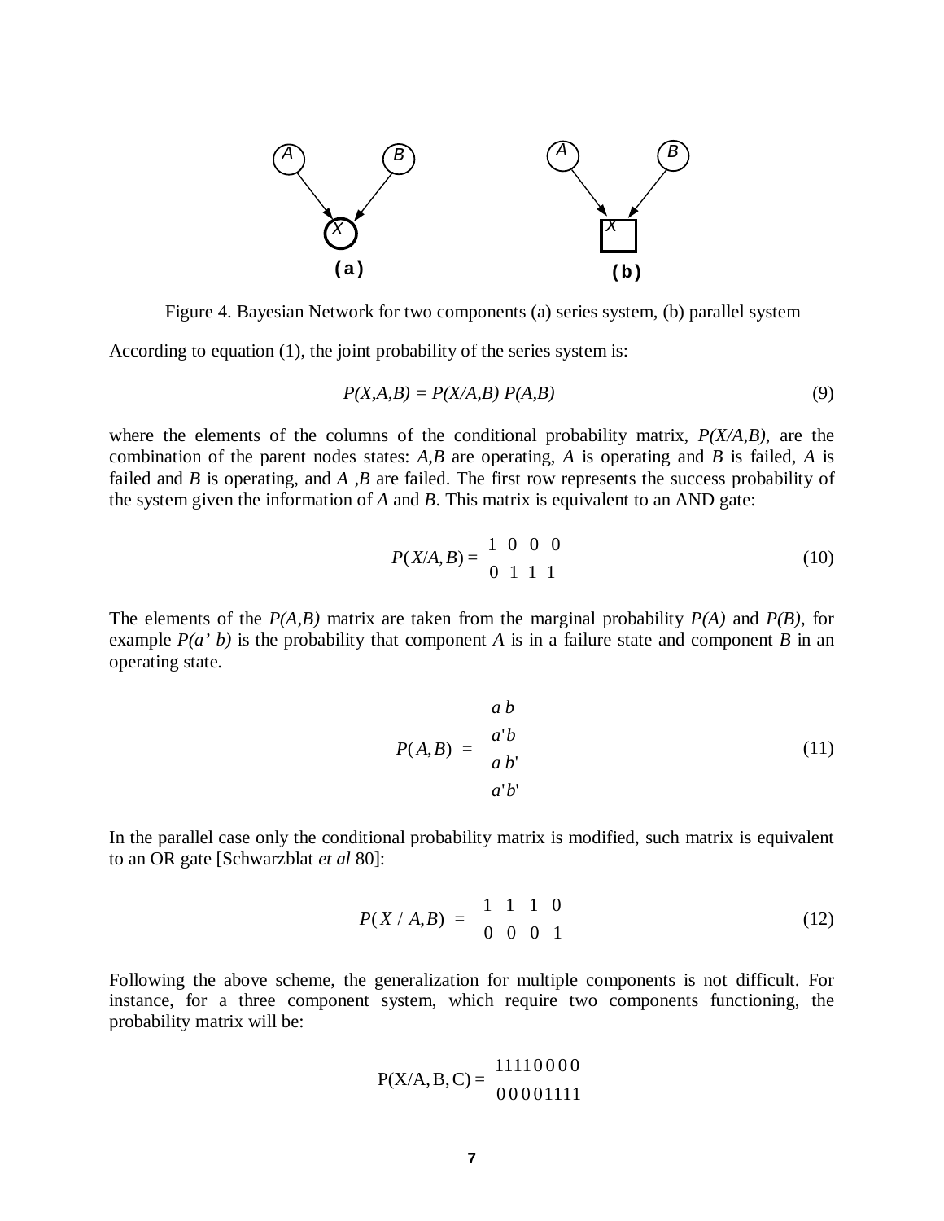Figure 4. Bayesian Network for two components (a) series system, (b) parallel system

According to equation (1), the joint probability of the series system is:

$$P(X,A,B) = P(X/A,B)\, P(A,B) \tag{9}$$

where the elements of the columns of the conditional probability matrix, *P(X/A,B)*, are the combination of the parent nodes states: *A,B* are operating, *A* is operating and *B* is failed, *A* is failed and *B* is operating, and *A ,B* are failed. The first row represents the success probability of the system given the information of *A* and *B*. This matrix is equivalent to an AND gate:

$$P(X/A,B) = \begin{matrix} 1 & 0 & 0 & 0 \\ 0 & 1 & 1 & 1 \end{matrix} \tag{10}$$

The elements of the *P(A,B)* matrix are taken from the marginal probability *P(A)* and *P(B)*, for example *P(a' b)* is the probability that component *A* is in a failure state and component *B* in an operating state.

$$P(A,B) \;=\; \begin{matrix} a\,b \\ a'b \\ a\,b' \\ a'b' \end{matrix} \tag{11}$$

In the parallel case only the conditional probability matrix is modified, such matrix is equivalent to an OR gate [Schwarzblat *et al* 80]:

$$P(X\,/\,A,B) \;=\; \begin{matrix} 1 & 1 & 1 & 0 \\ 0 & 0 & 0 & 1 \end{matrix} \tag{12}$$

Following the above scheme, the generalization for multiple components is not difficult. For instance, for a three component system, which require two components functioning, the probability matrix will be:

$$\mathrm{P(X/A,B,C)} = \begin{matrix} 11110000 \\ 00001111 \end{matrix}$$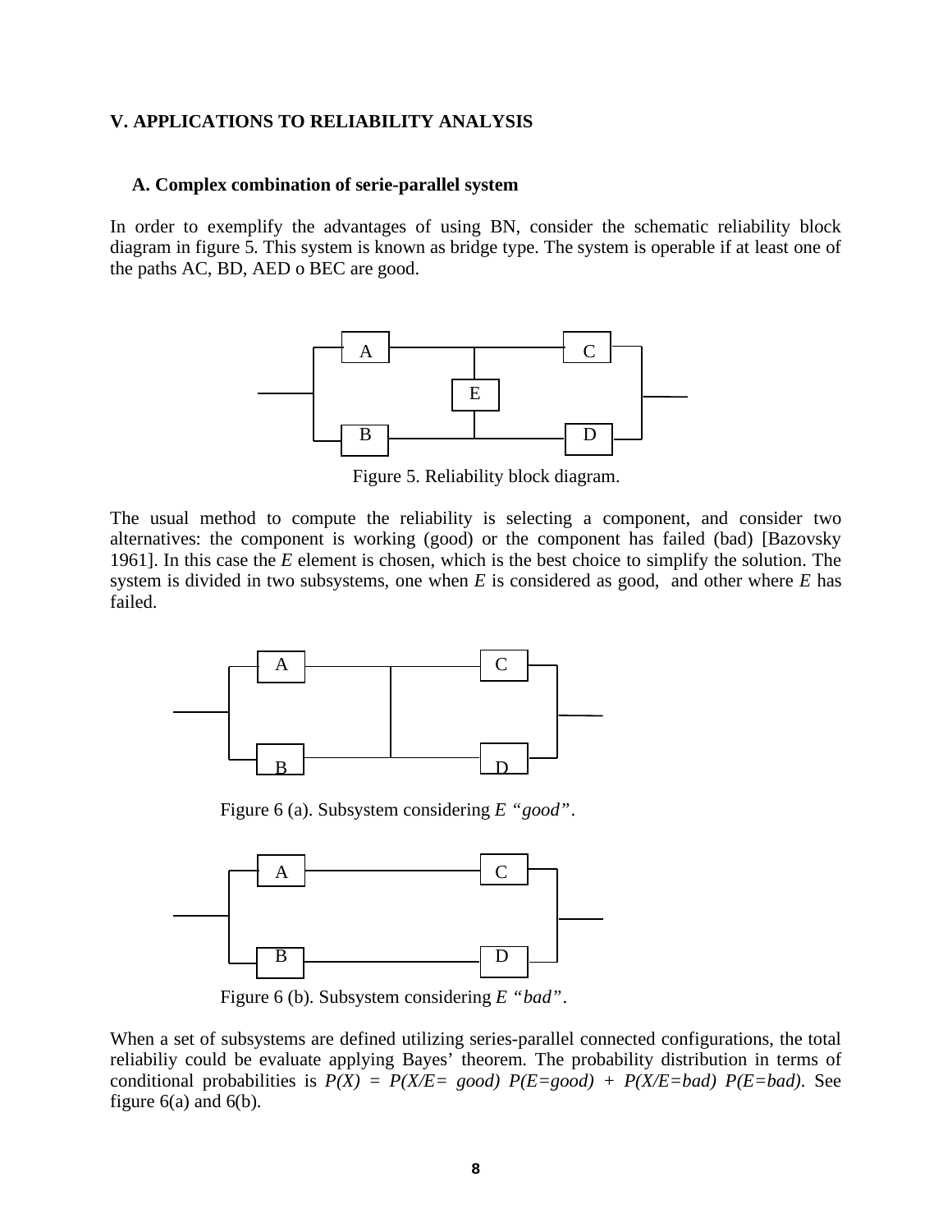## V. APPLICATIONS TO RELIABILITY ANALYSIS

### A. Complex combination of serie-parallel system

In order to exemplify the advantages of using BN, consider the schematic reliability block diagram in figure 5. This system is known as bridge type. The system is operable if at least one of the paths AC, BD, AED o BEC are good.

Figure 5. Reliability block diagram.

The usual method to compute the reliability is selecting a component, and consider two alternatives: the component is working (good) or the component has failed (bad) [Bazovsky 1961]. In this case the *E* element is chosen, which is the best choice to simplify the solution. The system is divided in two subsystems, one when *E* is considered as good, and other where *E* has failed.

Figure 6 (a). Subsystem considering *E “good”*.

Figure 6 (b). Subsystem considering *E “bad”*.

When a set of subsystems are defined utilizing series-parallel connected configurations, the total reliabiliy could be evaluate applying Bayes’ theorem. The probability distribution in terms of conditional probabilities is $P(X) = P(X/E= good)\ P(E=good) + P(X/E=bad)\ P(E=bad)$. See figure 6(a) and 6(b).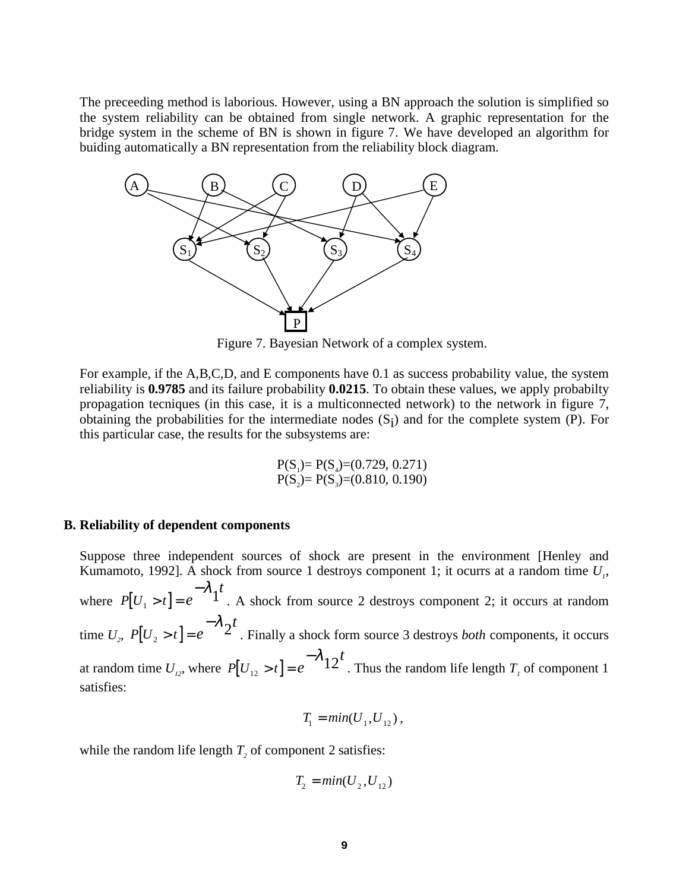The preceeding method is laborious. However, using a BN approach the solution is simplified so the system reliability can be obtained from single network. A graphic representation for the bridge system in the scheme of BN is shown in figure 7. We have developed an algorithm for buiding automatically a BN representation from the reliability block diagram.

Figure 7. Bayesian Network of a complex system.

For example, if the A,B,C,D, and E components have 0.1 as success probability value, the system reliability is **0.9785** and its failure probability **0.0215**. To obtain these values, we apply probabilty propagation tecniques (in this case, it is a multiconnected network) to the network in figure 7, obtaining the probabilities for the intermediate nodes ($S_i$) and for the complete system (P). For this particular case, the results for the subsystems are:

$$P(S_1) = P(S_4) = (0.729,\ 0.271)$$
$$P(S_2) = P(S_3) = (0.810,\ 0.190)$$

## B. Reliability of dependent components

Suppose three independent sources of shock are present in the environment [Henley and Kumamoto, 1992]. A shock from source 1 destroys component 1; it ocurrs at a random time $U_1$, where $P[U_1 > t] = e^{-\lambda_1 t}$. A shock from source 2 destroys component 2; it occurs at random time $U_2$, $P[U_2 > t] = e^{-\lambda_2 t}$. Finally a shock form source 3 destroys *both* components, it occurs at random time $U_{12}$, where $P[U_{12} > t] = e^{-\lambda_{12} t}$. Thus the random life length $T_1$ of component 1 satisfies:

$$T_1 = min(U_1, U_{12}),$$

while the random life length $T_2$ of component 2 satisfies:

$$T_2 = min(U_2, U_{12})$$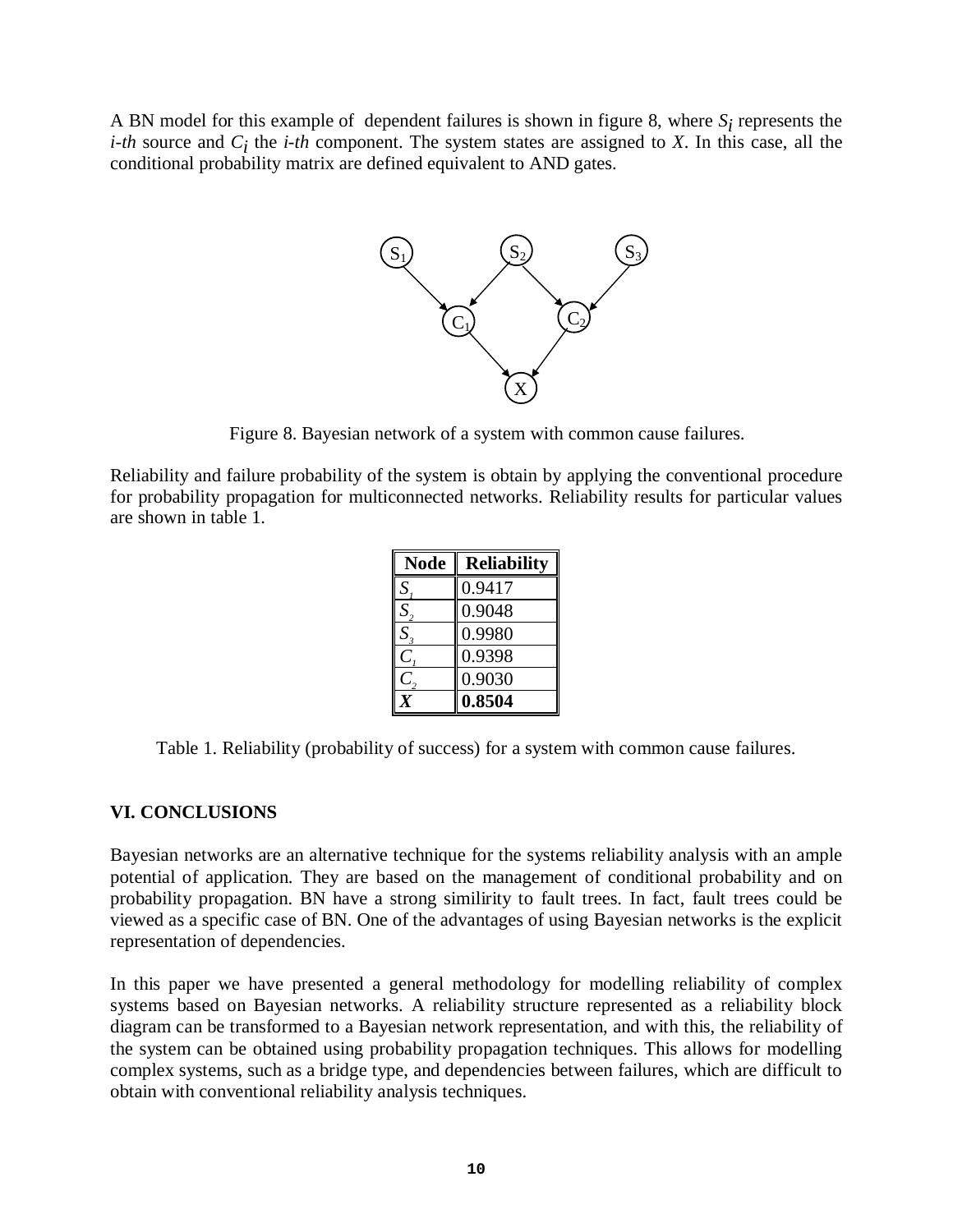A BN model for this example of dependent failures is shown in figure 8, where $S_i$ represents the *i-th* source and $C_i$ the *i-th* component. The system states are assigned to *X*. In this case, all the conditional probability matrix are defined equivalent to AND gates.

Figure 8. Bayesian network of a system with common cause failures.

Reliability and failure probability of the system is obtain by applying the conventional procedure for probability propagation for multiconnected networks. Reliability results for particular values are shown in table 1.

| **Node** | **Reliability** |
|---|---|
| $S_1$ | 0.9417 |
| $S_2$ | 0.9048 |
| $S_3$ | 0.9980 |
| $C_1$ | 0.9398 |
| $C_2$ | 0.9030 |
| ***X*** | **0.8504** |

Table 1. Reliability (probability of success) for a system with common cause failures.

## VI. CONCLUSIONS

Bayesian networks are an alternative technique for the systems reliability analysis with an ample potential of application. They are based on the management of conditional probability and on probability propagation. BN have a strong similirity to fault trees. In fact, fault trees could be viewed as a specific case of BN. One of the advantages of using Bayesian networks is the explicit representation of dependencies.

In this paper we have presented a general methodology for modelling reliability of complex systems based on Bayesian networks. A reliability structure represented as a reliability block diagram can be transformed to a Bayesian network representation, and with this, the reliability of the system can be obtained using probability propagation techniques. This allows for modelling complex systems, such as a bridge type, and dependencies between failures, which are difficult to obtain with conventional reliability analysis techniques.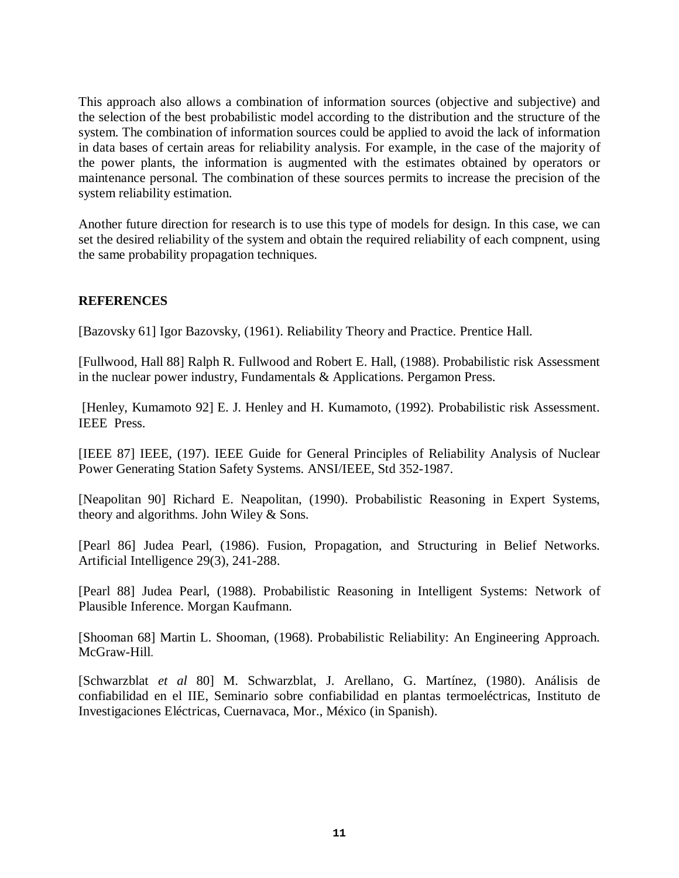This approach also allows a combination of information sources (objective and subjective) and the selection of the best probabilistic model according to the distribution and the structure of the system. The combination of information sources could be applied to avoid the lack of information in data bases of certain areas for reliability analysis. For example, in the case of the majority of the power plants, the information is augmented with the estimates obtained by operators or maintenance personal. The combination of these sources permits to increase the precision of the system reliability estimation.

Another future direction for research is to use this type of models for design. In this case, we can set the desired reliability of the system and obtain the required reliability of each compnent, using the same probability propagation techniques.

## REFERENCES

[Bazovsky 61] Igor Bazovsky, (1961). Reliability Theory and Practice. Prentice Hall.

[Fullwood, Hall 88] Ralph R. Fullwood and Robert E. Hall, (1988). Probabilistic risk Assessment in the nuclear power industry, Fundamentals & Applications. Pergamon Press.

[Henley, Kumamoto 92] E. J. Henley and H. Kumamoto, (1992). Probabilistic risk Assessment. IEEE Press.

[IEEE 87] IEEE, (197). IEEE Guide for General Principles of Reliability Analysis of Nuclear Power Generating Station Safety Systems. ANSI/IEEE, Std 352-1987.

[Neapolitan 90] Richard E. Neapolitan, (1990). Probabilistic Reasoning in Expert Systems, theory and algorithms. John Wiley & Sons.

[Pearl 86] Judea Pearl, (1986). Fusion, Propagation, and Structuring in Belief Networks. Artificial Intelligence 29(3), 241-288.

[Pearl 88] Judea Pearl, (1988). Probabilistic Reasoning in Intelligent Systems: Network of Plausible Inference. Morgan Kaufmann.

[Shooman 68] Martin L. Shooman, (1968). Probabilistic Reliability: An Engineering Approach. McGraw-Hill.

[Schwarzblat *et al* 80] M. Schwarzblat, J. Arellano, G. Martínez, (1980). Análisis de confiabilidad en el IIE, Seminario sobre confiabilidad en plantas termoeléctricas, Instituto de Investigaciones Eléctricas, Cuernavaca, Mor., México (in Spanish).